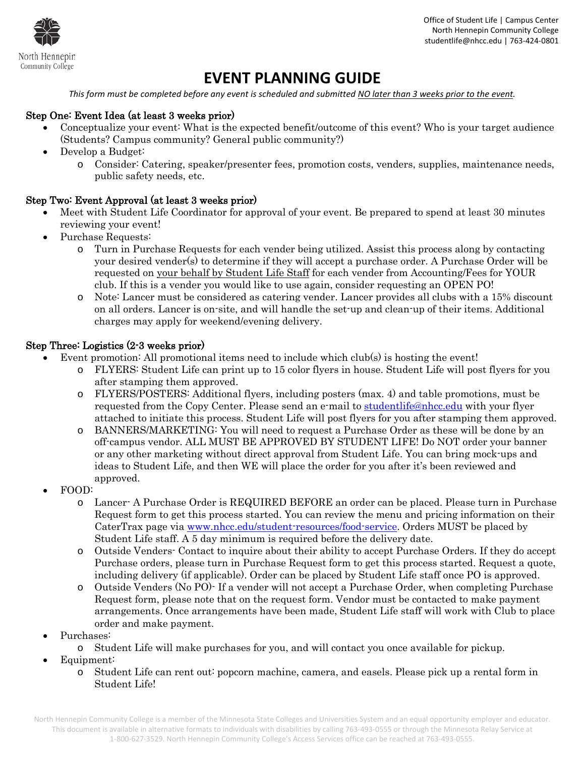Office of Student Life | Campus Center
North Hennepin Community College
studentlife@nhcc.edu | 763-424-0801

# EVENT PLANNING GUIDE

*This form must be completed before any event is scheduled and submitted NO later than 3 weeks prior to the event.*

## Step One: Event Idea (at least 3 weeks prior)

- Conceptualize your event: What is the expected benefit/outcome of this event? Who is your target audience (Students? Campus community? General public community?)
- Develop a Budget:
  - Consider: Catering, speaker/presenter fees, promotion costs, venders, supplies, maintenance needs, public safety needs, etc.

## Step Two: Event Approval (at least 3 weeks prior)

- Meet with Student Life Coordinator for approval of your event. Be prepared to spend at least 30 minutes reviewing your event!
- Purchase Requests:
  - Turn in Purchase Requests for each vender being utilized. Assist this process along by contacting your desired vender(s) to determine if they will accept a purchase order. A Purchase Order will be requested on your behalf by Student Life Staff for each vender from Accounting/Fees for YOUR club. If this is a vender you would like to use again, consider requesting an OPEN PO!
  - Note: Lancer must be considered as catering vender. Lancer provides all clubs with a 15% discount on all orders. Lancer is on-site, and will handle the set-up and clean-up of their items. Additional charges may apply for weekend/evening delivery.

## Step Three: Logistics (2-3 weeks prior)

- Event promotion: All promotional items need to include which club(s) is hosting the event!
  - FLYERS: Student Life can print up to 15 color flyers in house. Student Life will post flyers for you after stamping them approved.
  - FLYERS/POSTERS: Additional flyers, including posters (max. 4) and table promotions, must be requested from the Copy Center. Please send an e-mail to studentlife@nhcc.edu with your flyer attached to initiate this process. Student Life will post flyers for you after stamping them approved.
  - BANNERS/MARKETING: You will need to request a Purchase Order as these will be done by an off-campus vendor. ALL MUST BE APPROVED BY STUDENT LIFE! Do NOT order your banner or any other marketing without direct approval from Student Life. You can bring mock-ups and ideas to Student Life, and then WE will place the order for you after it's been reviewed and approved.
- FOOD:
  - Lancer- A Purchase Order is REQUIRED BEFORE an order can be placed. Please turn in Purchase Request form to get this process started. You can review the menu and pricing information on their CaterTrax page via www.nhcc.edu/student-resources/food-service. Orders MUST be placed by Student Life staff. A 5 day minimum is required before the delivery date.
  - Outside Venders- Contact to inquire about their ability to accept Purchase Orders. If they do accept Purchase orders, please turn in Purchase Request form to get this process started. Request a quote, including delivery (if applicable). Order can be placed by Student Life staff once PO is approved.
  - Outside Venders (No PO)- If a vender will not accept a Purchase Order, when completing Purchase Request form, please note that on the request form. Vendor must be contacted to make payment arrangements. Once arrangements have been made, Student Life staff will work with Club to place order and make payment.
- Purchases:
  - Student Life will make purchases for you, and will contact you once available for pickup.
- Equipment:
  - Student Life can rent out: popcorn machine, camera, and easels. Please pick up a rental form in Student Life!

North Hennepin Community College is a member of the Minnesota State Colleges and Universities System and an equal opportunity employer and educator. This document is available in alternative formats to individuals with disabilities by calling 763-493-0555 or through the Minnesota Relay Service at 1-800-627-3529. North Hennepin Community College's Access Services office can be reached at 763-493-0555.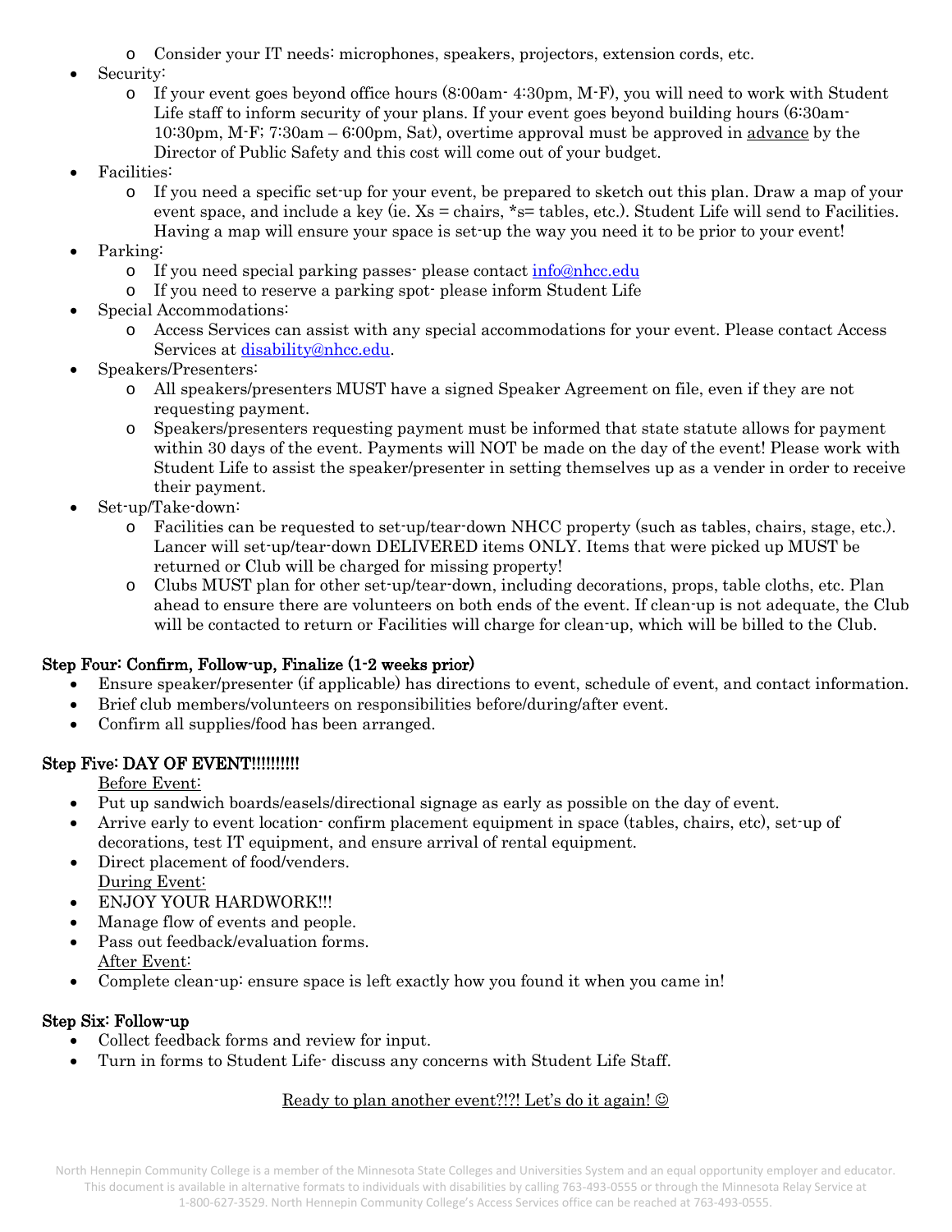- Consider your IT needs: microphones, speakers, projectors, extension cords, etc.
- Security:
  - If your event goes beyond office hours (8:00am- 4:30pm, M-F), you will need to work with Student Life staff to inform security of your plans. If your event goes beyond building hours (6:30am-10:30pm, M-F; 7:30am – 6:00pm, Sat), overtime approval must be approved in <u>advance</u> by the Director of Public Safety and this cost will come out of your budget.
- Facilities:
  - If you need a specific set-up for your event, be prepared to sketch out this plan. Draw a map of your event space, and include a key (ie. Xs = chairs, *s= tables, etc.). Student Life will send to Facilities. Having a map will ensure your space is set-up the way you need it to be prior to your event!
- Parking:
  - If you need special parking passes- please contact info@nhcc.edu
  - If you need to reserve a parking spot- please inform Student Life
- Special Accommodations:
  - Access Services can assist with any special accommodations for your event. Please contact Access Services at disability@nhcc.edu.
- Speakers/Presenters:
  - All speakers/presenters MUST have a signed Speaker Agreement on file, even if they are not requesting payment.
  - Speakers/presenters requesting payment must be informed that state statute allows for payment within 30 days of the event. Payments will NOT be made on the day of the event! Please work with Student Life to assist the speaker/presenter in setting themselves up as a vender in order to receive their payment.
- Set-up/Take-down:
  - Facilities can be requested to set-up/tear-down NHCC property (such as tables, chairs, stage, etc.). Lancer will set-up/tear-down DELIVERED items ONLY. Items that were picked up MUST be returned or Club will be charged for missing property!
  - Clubs MUST plan for other set-up/tear-down, including decorations, props, table cloths, etc. Plan ahead to ensure there are volunteers on both ends of the event. If clean-up is not adequate, the Club will be contacted to return or Facilities will charge for clean-up, which will be billed to the Club.

## Step Four: Confirm, Follow-up, Finalize (1-2 weeks prior)

- Ensure speaker/presenter (if applicable) has directions to event, schedule of event, and contact information.
- Brief club members/volunteers on responsibilities before/during/after event.
- Confirm all supplies/food has been arranged.

## Step Five: DAY OF EVENT!!!!!!!!!!

<u>Before Event:</u>

- Put up sandwich boards/easels/directional signage as early as possible on the day of event.
- Arrive early to event location- confirm placement equipment in space (tables, chairs, etc), set-up of decorations, test IT equipment, and ensure arrival of rental equipment.
- Direct placement of food/venders.

<u>During Event:</u>

- ENJOY YOUR HARDWORK!!!
- Manage flow of events and people.
- Pass out feedback/evaluation forms.

<u>After Event:</u>

- Complete clean-up: ensure space is left exactly how you found it when you came in!

## Step Six: Follow-up

- Collect feedback forms and review for input.
- Turn in forms to Student Life- discuss any concerns with Student Life Staff.

<u>Ready to plan another event?!?! Let's do it again! ☺</u>

North Hennepin Community College is a member of the Minnesota State Colleges and Universities System and an equal opportunity employer and educator. This document is available in alternative formats to individuals with disabilities by calling 763-493-0555 or through the Minnesota Relay Service at 1-800-627-3529. North Hennepin Community College's Access Services office can be reached at 763-493-0555.